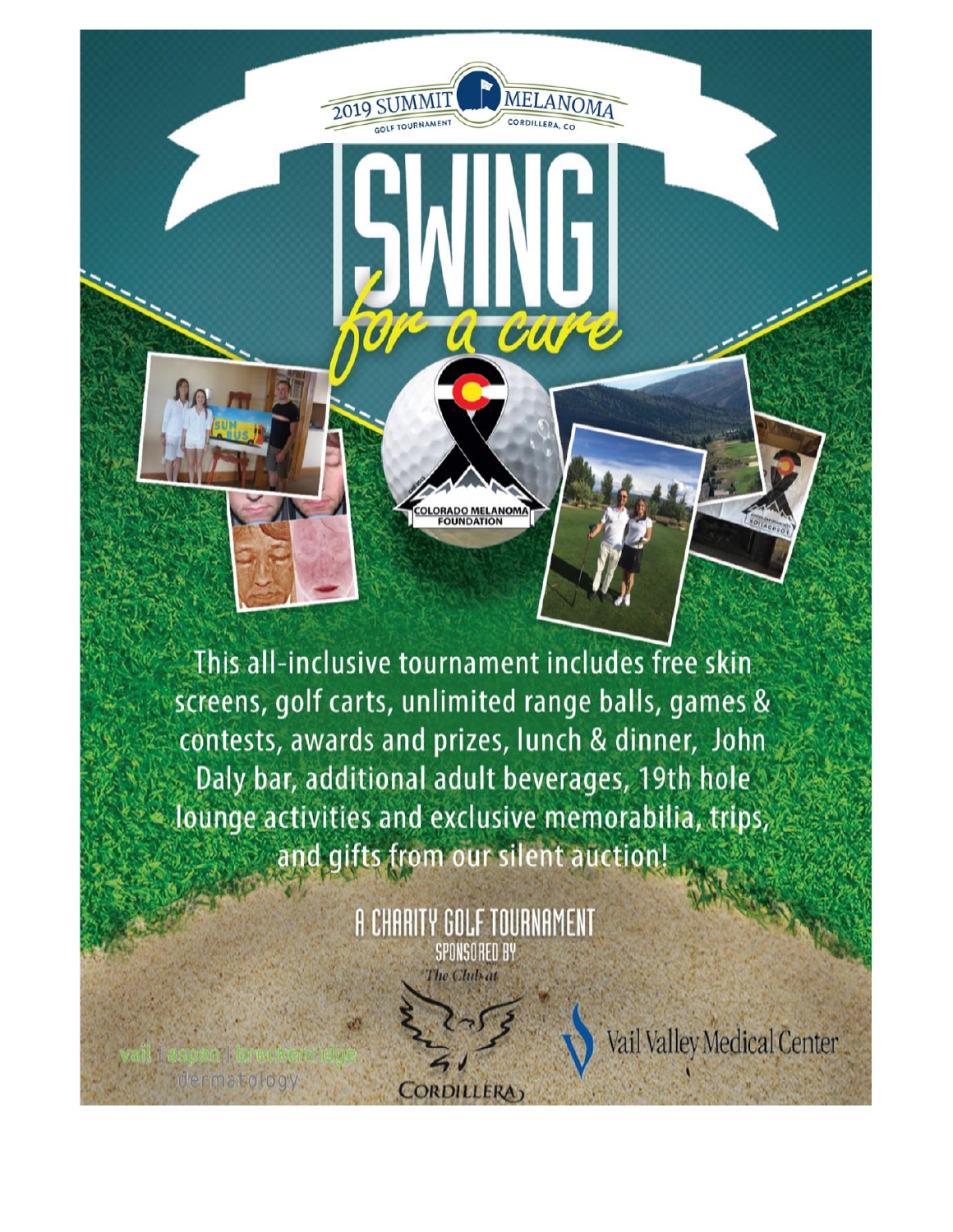2019 SUMMIT MELANOMA GOLF TOURNAMENT

CORDILLERA, CO

# SWING

*for a cure*

COLORADO MELANOMA FOUNDATION

This all-inclusive tournament includes free skin screens, golf carts, unlimited range balls, games & contests, awards and prizes, lunch & dinner, John Daly bar, additional adult beverages, 19th hole lounge activities and exclusive memorabilia, trips, and gifts from our silent auction!

## A CHARITY GOLF TOURNAMENT

SPONSORED BY

vail | aspen | breckenridge dermatology

The Club at CORDILLERA

Vail Valley Medical Center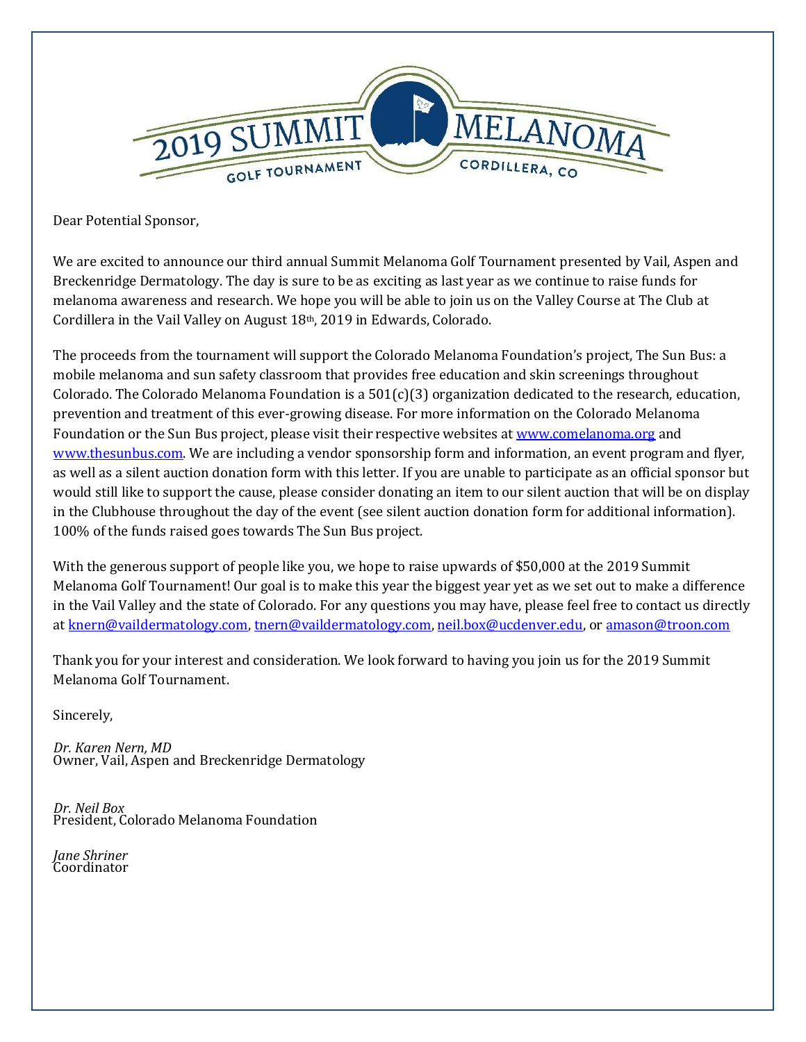# 2019 SUMMIT MELANOMA

GOLF TOURNAMENT CORDILLERA, CO

Dear Potential Sponsor,

We are excited to announce our third annual Summit Melanoma Golf Tournament presented by Vail, Aspen and Breckenridge Dermatology. The day is sure to be as exciting as last year as we continue to raise funds for melanoma awareness and research. We hope you will be able to join us on the Valley Course at The Club at Cordillera in the Vail Valley on August 18th, 2019 in Edwards, Colorado.

The proceeds from the tournament will support the Colorado Melanoma Foundation's project, The Sun Bus: a mobile melanoma and sun safety classroom that provides free education and skin screenings throughout Colorado. The Colorado Melanoma Foundation is a 501(c)(3) organization dedicated to the research, education, prevention and treatment of this ever-growing disease. For more information on the Colorado Melanoma Foundation or the Sun Bus project, please visit their respective websites at [www.comelanoma.org](http://www.comelanoma.org) and [www.thesunbus.com](http://www.thesunbus.com). We are including a vendor sponsorship form and information, an event program and flyer, as well as a silent auction donation form with this letter. If you are unable to participate as an official sponsor but would still like to support the cause, please consider donating an item to our silent auction that will be on display in the Clubhouse throughout the day of the event (see silent auction donation form for additional information). 100% of the funds raised goes towards The Sun Bus project.

With the generous support of people like you, we hope to raise upwards of $50,000 at the 2019 Summit Melanoma Golf Tournament! Our goal is to make this year the biggest year yet as we set out to make a difference in the Vail Valley and the state of Colorado. For any questions you may have, please feel free to contact us directly at knern@vaildermatology.com, tnern@vaildermatology.com, neil.box@ucdenver.edu, or amason@troon.com

Thank you for your interest and consideration. We look forward to having you join us for the 2019 Summit Melanoma Golf Tournament.

Sincerely,

*Dr. Karen Nern, MD*
Owner, Vail, Aspen and Breckenridge Dermatology

*Dr. Neil Box*
President, Colorado Melanoma Foundation

*Jane Shriner*
Coordinator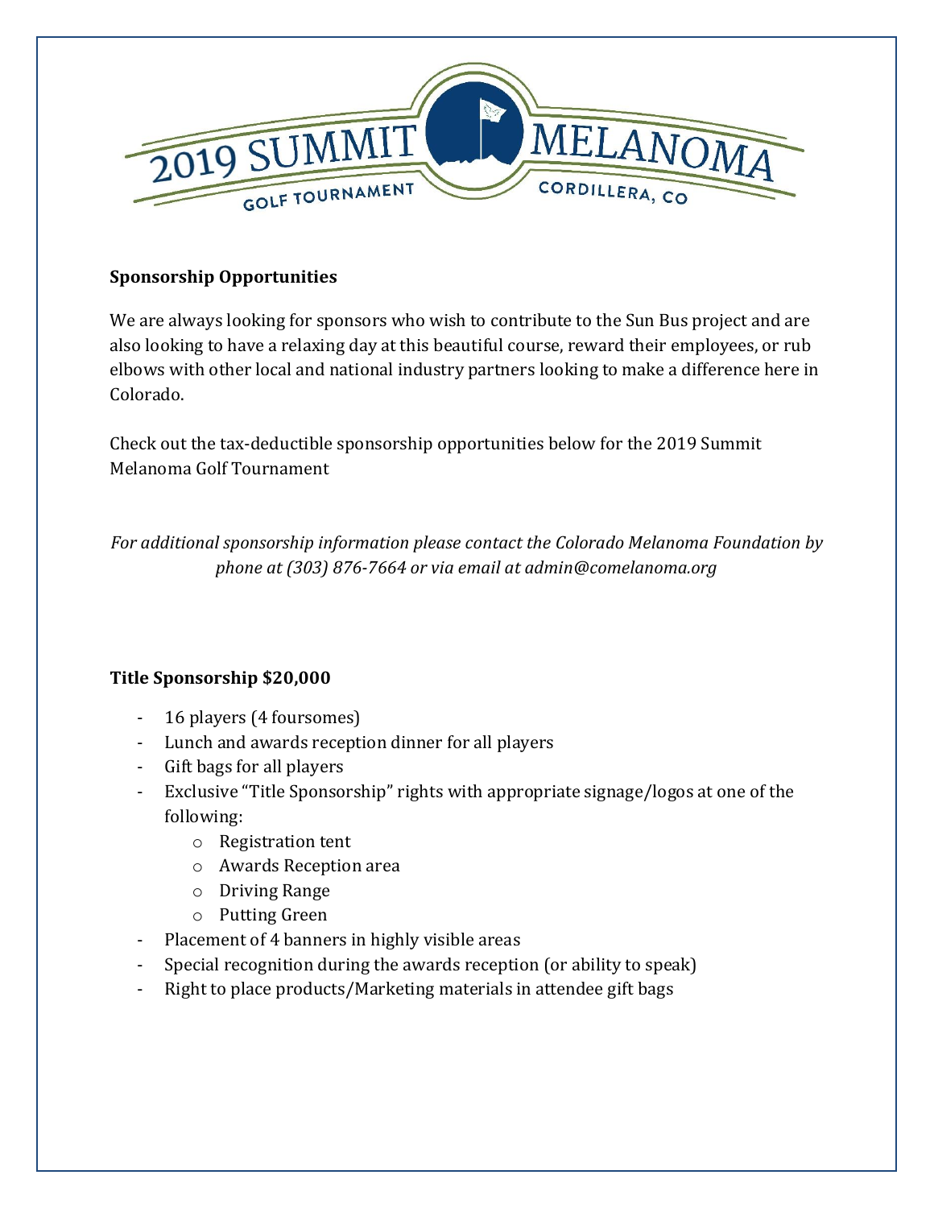2019 SUMMIT MELANOMA
GOLF TOURNAMENT
CORDILLERA, CO

**Sponsorship Opportunities**

We are always looking for sponsors who wish to contribute to the Sun Bus project and are also looking to have a relaxing day at this beautiful course, reward their employees, or rub elbows with other local and national industry partners looking to make a difference here in Colorado.

Check out the tax-deductible sponsorship opportunities below for the 2019 Summit Melanoma Golf Tournament

*For additional sponsorship information please contact the Colorado Melanoma Foundation by phone at (303) 876-7664 or via email at admin@comelanoma.org*

**Title Sponsorship $20,000**

- 16 players (4 foursomes)
- Lunch and awards reception dinner for all players
- Gift bags for all players
- Exclusive "Title Sponsorship" rights with appropriate signage/logos at one of the following:
  - Registration tent
  - Awards Reception area
  - Driving Range
  - Putting Green
- Placement of 4 banners in highly visible areas
- Special recognition during the awards reception (or ability to speak)
- Right to place products/Marketing materials in attendee gift bags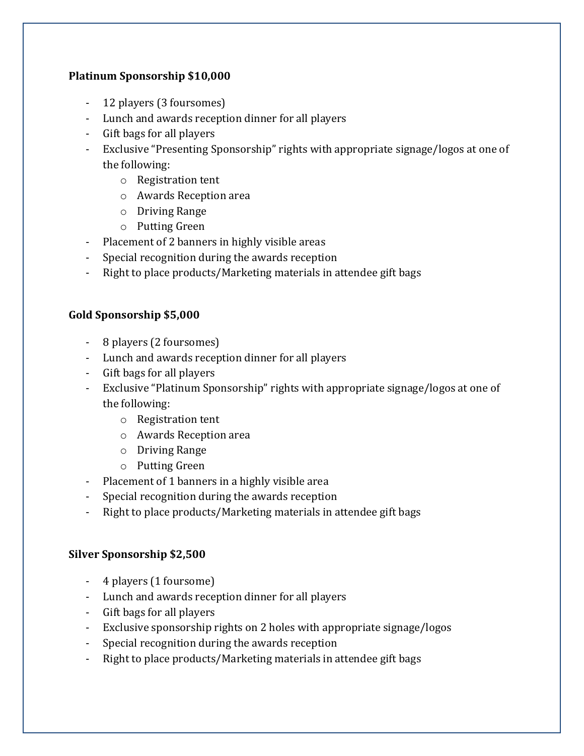**Platinum Sponsorship $10,000**

- 12 players (3 foursomes)
- Lunch and awards reception dinner for all players
- Gift bags for all players
- Exclusive "Presenting Sponsorship" rights with appropriate signage/logos at one of the following:
  - Registration tent
  - Awards Reception area
  - Driving Range
  - Putting Green
- Placement of 2 banners in highly visible areas
- Special recognition during the awards reception
- Right to place products/Marketing materials in attendee gift bags

**Gold Sponsorship $5,000**

- 8 players (2 foursomes)
- Lunch and awards reception dinner for all players
- Gift bags for all players
- Exclusive "Platinum Sponsorship" rights with appropriate signage/logos at one of the following:
  - Registration tent
  - Awards Reception area
  - Driving Range
  - Putting Green
- Placement of 1 banners in a highly visible area
- Special recognition during the awards reception
- Right to place products/Marketing materials in attendee gift bags

**Silver Sponsorship $2,500**

- 4 players (1 foursome)
- Lunch and awards reception dinner for all players
- Gift bags for all players
- Exclusive sponsorship rights on 2 holes with appropriate signage/logos
- Special recognition during the awards reception
- Right to place products/Marketing materials in attendee gift bags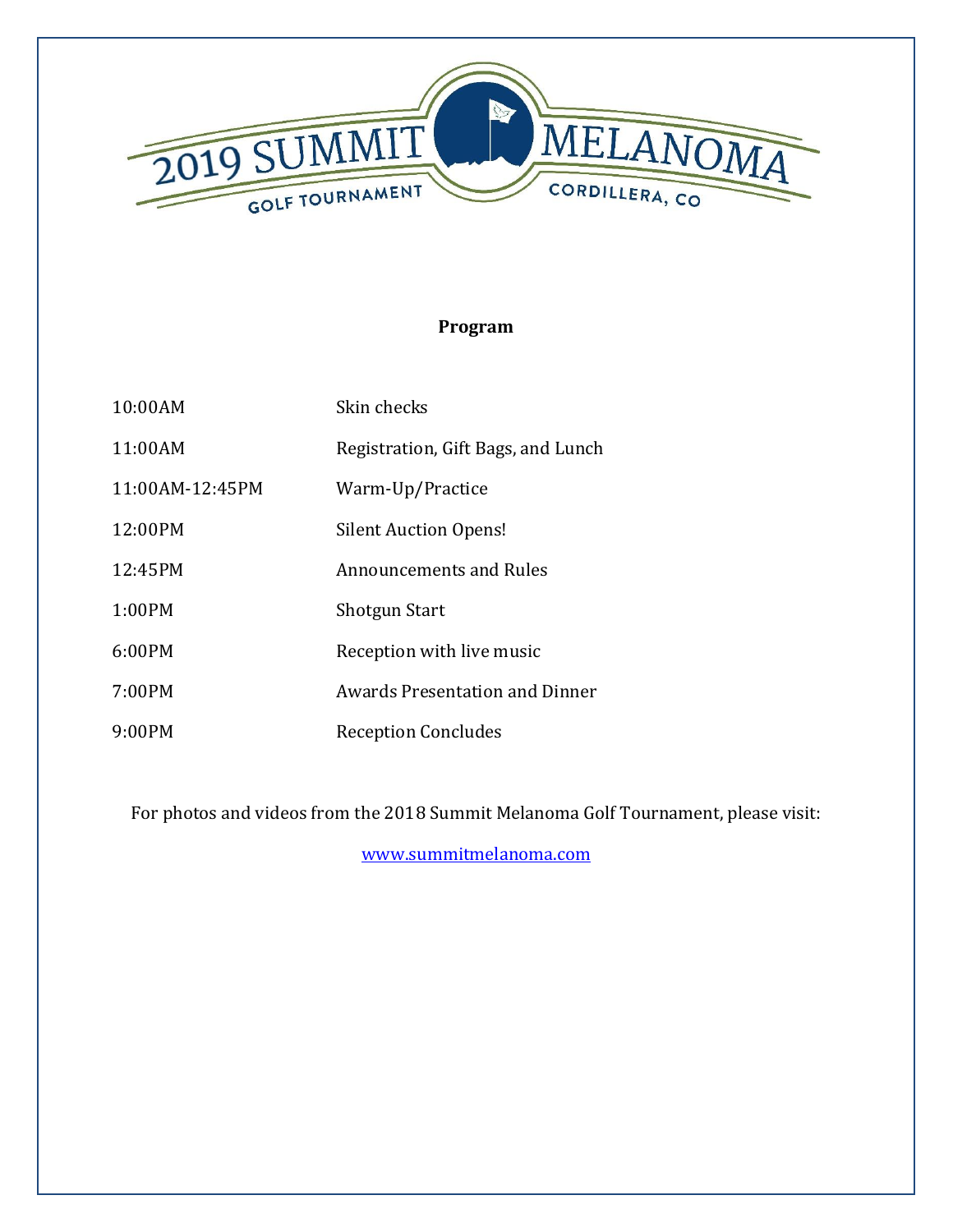2019 SUMMIT MELANOMA

GOLF TOURNAMENT CORDILLERA, CO

**Program**

| | |
|---|---|
| 10:00AM | Skin checks |
| 11:00AM | Registration, Gift Bags, and Lunch |
| 11:00AM-12:45PM | Warm-Up/Practice |
| 12:00PM | Silent Auction Opens! |
| 12:45PM | Announcements and Rules |
| 1:00PM | Shotgun Start |
| 6:00PM | Reception with live music |
| 7:00PM | Awards Presentation and Dinner |
| 9:00PM | Reception Concludes |

For photos and videos from the 2018 Summit Melanoma Golf Tournament, please visit:

www.summitmelanoma.com